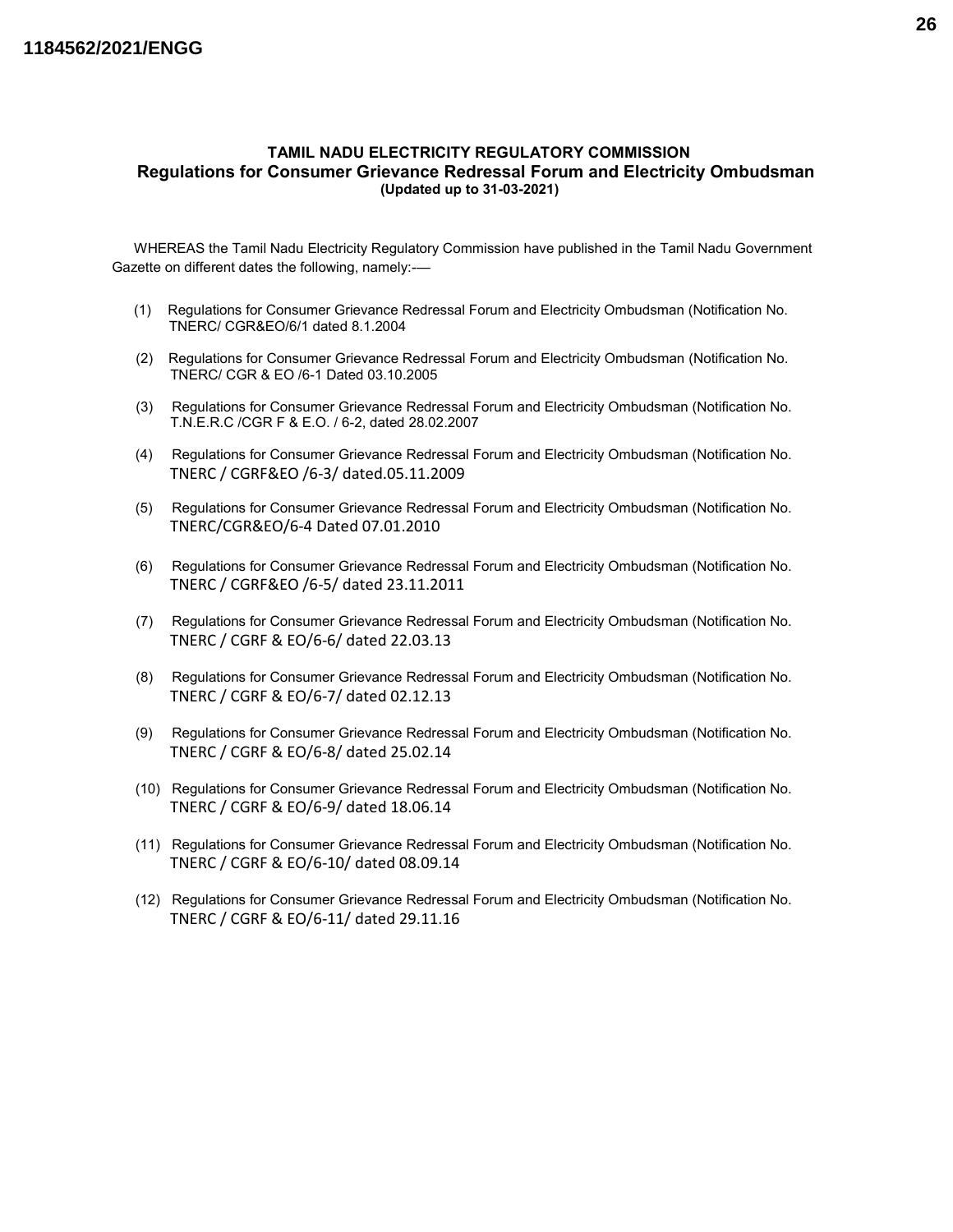**TAMIL NADU ELECTRICITY REGULATORY COMMISSION**

**Regulations for Consumer Grievance Redressal Forum and Electricity Ombudsman**

**(Updated up to 31-03-2021)**

WHEREAS the Tamil Nadu Electricity Regulatory Commission have published in the Tamil Nadu Government Gazette on different dates the following, namely:-—

(1) Regulations for Consumer Grievance Redressal Forum and Electricity Ombudsman (Notification No. TNERC/ CGR&EO/6/1 dated 8.1.2004

(2) Regulations for Consumer Grievance Redressal Forum and Electricity Ombudsman (Notification No. TNERC/ CGR & EO /6-1 Dated 03.10.2005

(3) Regulations for Consumer Grievance Redressal Forum and Electricity Ombudsman (Notification No. T.N.E.R.C /CGR F & E.O. / 6-2, dated 28.02.2007

(4) Regulations for Consumer Grievance Redressal Forum and Electricity Ombudsman (Notification No. TNERC / CGRF&EO /6-3/ dated.05.11.2009

(5) Regulations for Consumer Grievance Redressal Forum and Electricity Ombudsman (Notification No. TNERC/CGR&EO/6-4 Dated 07.01.2010

(6) Regulations for Consumer Grievance Redressal Forum and Electricity Ombudsman (Notification No. TNERC / CGRF&EO /6-5/ dated 23.11.2011

(7) Regulations for Consumer Grievance Redressal Forum and Electricity Ombudsman (Notification No. TNERC / CGRF & EO/6-6/ dated 22.03.13

(8) Regulations for Consumer Grievance Redressal Forum and Electricity Ombudsman (Notification No. TNERC / CGRF & EO/6-7/ dated 02.12.13

(9) Regulations for Consumer Grievance Redressal Forum and Electricity Ombudsman (Notification No. TNERC / CGRF & EO/6-8/ dated 25.02.14

(10) Regulations for Consumer Grievance Redressal Forum and Electricity Ombudsman (Notification No. TNERC / CGRF & EO/6-9/ dated 18.06.14

(11) Regulations for Consumer Grievance Redressal Forum and Electricity Ombudsman (Notification No. TNERC / CGRF & EO/6-10/ dated 08.09.14

(12) Regulations for Consumer Grievance Redressal Forum and Electricity Ombudsman (Notification No. TNERC / CGRF & EO/6-11/ dated 29.11.16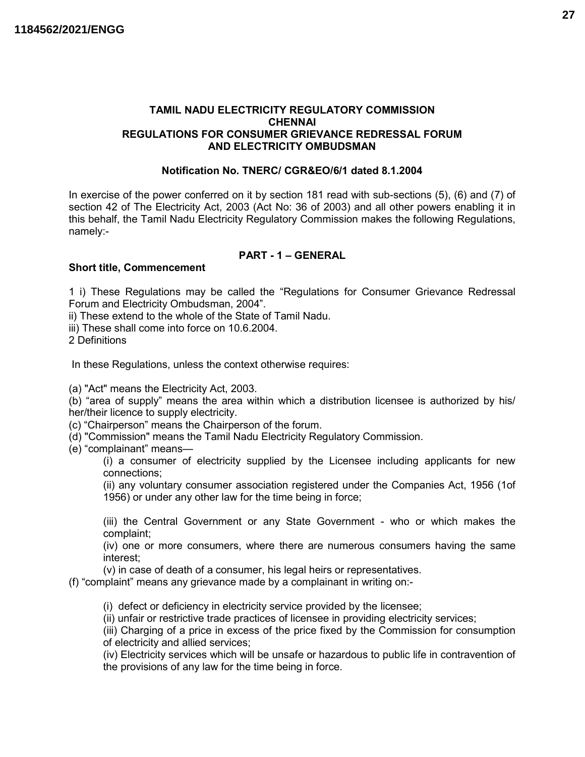**TAMIL NADU ELECTRICITY REGULATORY COMMISSION**
**CHENNAI**
**REGULATIONS FOR CONSUMER GRIEVANCE REDRESSAL FORUM AND ELECTRICITY OMBUDSMAN**

**Notification No. TNERC/ CGR&EO/6/1 dated 8.1.2004**

In exercise of the power conferred on it by section 181 read with sub-sections (5), (6) and (7) of section 42 of The Electricity Act, 2003 (Act No: 36 of 2003) and all other powers enabling it in this behalf, the Tamil Nadu Electricity Regulatory Commission makes the following Regulations, namely:-

## PART - 1 – GENERAL

**Short title, Commencement**

1 i) These Regulations may be called the "Regulations for Consumer Grievance Redressal Forum and Electricity Ombudsman, 2004".
ii) These extend to the whole of the State of Tamil Nadu.
iii) These shall come into force on 10.6.2004.
2 Definitions

In these Regulations, unless the context otherwise requires:

(a) "Act" means the Electricity Act, 2003.
(b) "area of supply" means the area within which a distribution licensee is authorized by his/ her/their licence to supply electricity.
(c) "Chairperson" means the Chairperson of the forum.
(d) "Commission" means the Tamil Nadu Electricity Regulatory Commission.
(e) "complainant" means—

(i) a consumer of electricity supplied by the Licensee including applicants for new connections;
(ii) any voluntary consumer association registered under the Companies Act, 1956 (1of 1956) or under any other law for the time being in force;

(iii) the Central Government or any State Government - who or which makes the complaint;
(iv) one or more consumers, where there are numerous consumers having the same interest;
(v) in case of death of a consumer, his legal heirs or representatives.

(f) "complaint" means any grievance made by a complainant in writing on:-

(i) defect or deficiency in electricity service provided by the licensee;
(ii) unfair or restrictive trade practices of licensee in providing electricity services;
(iii) Charging of a price in excess of the price fixed by the Commission for consumption of electricity and allied services;
(iv) Electricity services which will be unsafe or hazardous to public life in contravention of the provisions of any law for the time being in force.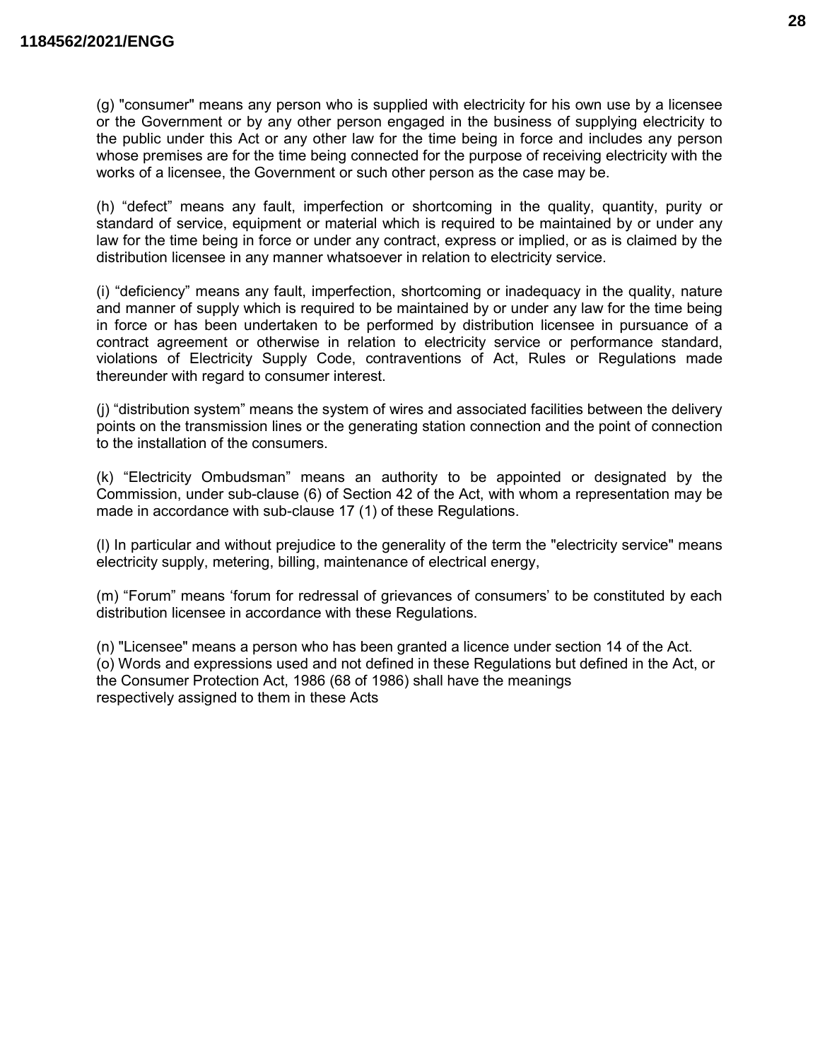(g) "consumer" means any person who is supplied with electricity for his own use by a licensee or the Government or by any other person engaged in the business of supplying electricity to the public under this Act or any other law for the time being in force and includes any person whose premises are for the time being connected for the purpose of receiving electricity with the works of a licensee, the Government or such other person as the case may be.

(h) “defect” means any fault, imperfection or shortcoming in the quality, quantity, purity or standard of service, equipment or material which is required to be maintained by or under any law for the time being in force or under any contract, express or implied, or as is claimed by the distribution licensee in any manner whatsoever in relation to electricity service.

(i) “deficiency” means any fault, imperfection, shortcoming or inadequacy in the quality, nature and manner of supply which is required to be maintained by or under any law for the time being in force or has been undertaken to be performed by distribution licensee in pursuance of a contract agreement or otherwise in relation to electricity service or performance standard, violations of Electricity Supply Code, contraventions of Act, Rules or Regulations made thereunder with regard to consumer interest.

(j) “distribution system” means the system of wires and associated facilities between the delivery points on the transmission lines or the generating station connection and the point of connection to the installation of the consumers.

(k) “Electricity Ombudsman” means an authority to be appointed or designated by the Commission, under sub-clause (6) of Section 42 of the Act, with whom a representation may be made in accordance with sub-clause 17 (1) of these Regulations.

(l) In particular and without prejudice to the generality of the term the "electricity service" means electricity supply, metering, billing, maintenance of electrical energy,

(m) “Forum” means ‘forum for redressal of grievances of consumers’ to be constituted by each distribution licensee in accordance with these Regulations.

(n) "Licensee" means a person who has been granted a licence under section 14 of the Act.
(o) Words and expressions used and not defined in these Regulations but defined in the Act, or the Consumer Protection Act, 1986 (68 of 1986) shall have the meanings respectively assigned to them in these Acts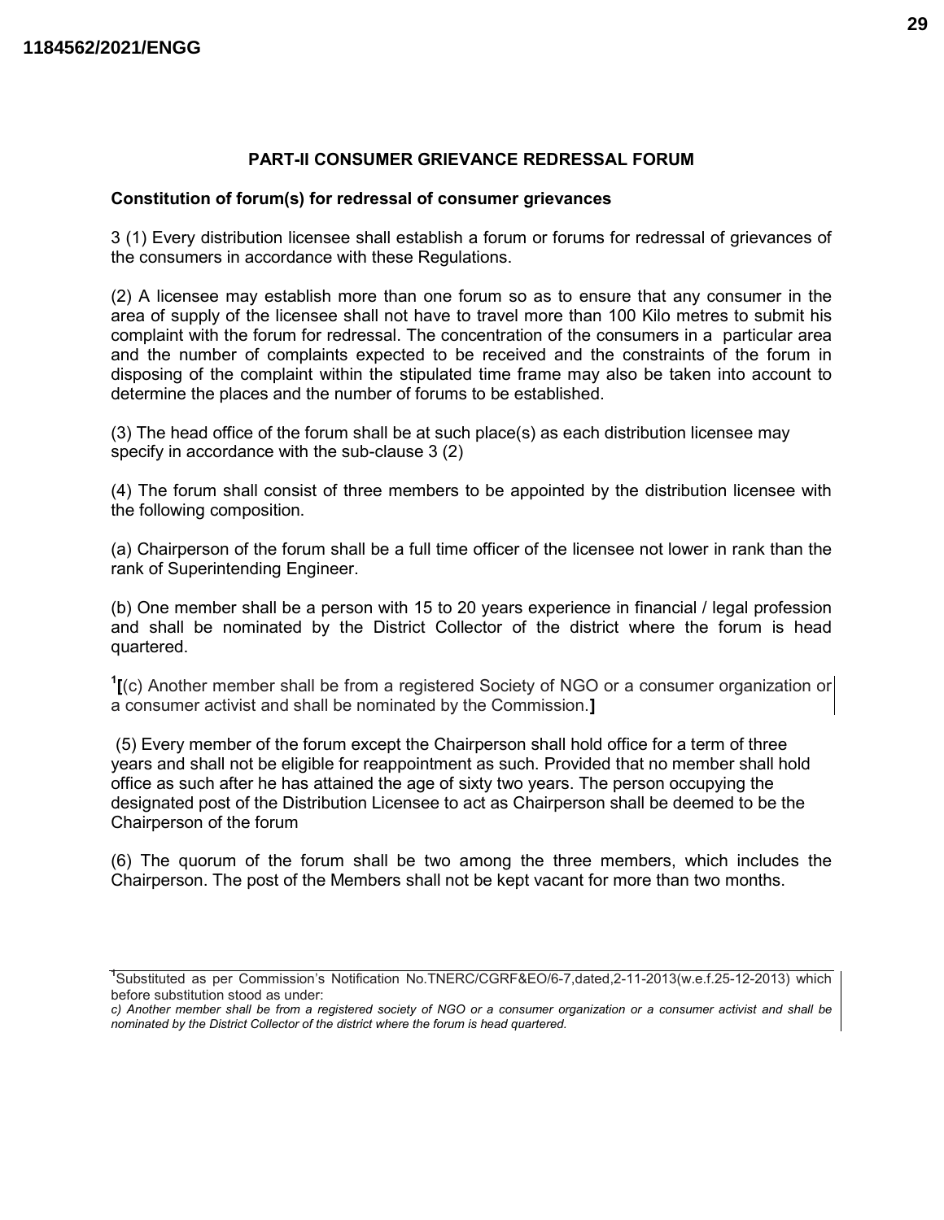## PART-II CONSUMER GRIEVANCE REDRESSAL FORUM

### Constitution of forum(s) for redressal of consumer grievances

3 (1) Every distribution licensee shall establish a forum or forums for redressal of grievances of the consumers in accordance with these Regulations.

(2) A licensee may establish more than one forum so as to ensure that any consumer in the area of supply of the licensee shall not have to travel more than 100 Kilo metres to submit his complaint with the forum for redressal. The concentration of the consumers in a particular area and the number of complaints expected to be received and the constraints of the forum in disposing of the complaint within the stipulated time frame may also be taken into account to determine the places and the number of forums to be established.

(3) The head office of the forum shall be at such place(s) as each distribution licensee may specify in accordance with the sub-clause 3 (2)

(4) The forum shall consist of three members to be appointed by the distribution licensee with the following composition.

(a) Chairperson of the forum shall be a full time officer of the licensee not lower in rank than the rank of Superintending Engineer.

(b) One member shall be a person with 15 to 20 years experience in financial / legal profession and shall be nominated by the District Collector of the district where the forum is head quartered.

[1]**[**(c) Another member shall be from a registered Society of NGO or a consumer organization or a consumer activist and shall be nominated by the Commission.**]**

(5) Every member of the forum except the Chairperson shall hold office for a term of three years and shall not be eligible for reappointment as such. Provided that no member shall hold office as such after he has attained the age of sixty two years. The person occupying the designated post of the Distribution Licensee to act as Chairperson shall be deemed to be the Chairperson of the forum

(6) The quorum of the forum shall be two among the three members, which includes the Chairperson. The post of the Members shall not be kept vacant for more than two months.

---

[1]Substituted as per Commission's Notification No.TNERC/CGRF&EO/6-7,dated,2-11-2013(w.e.f.25-12-2013) which before substitution stood as under:

*c) Another member shall be from a registered society of NGO or a consumer organization or a consumer activist and shall be nominated by the District Collector of the district where the forum is head quartered.*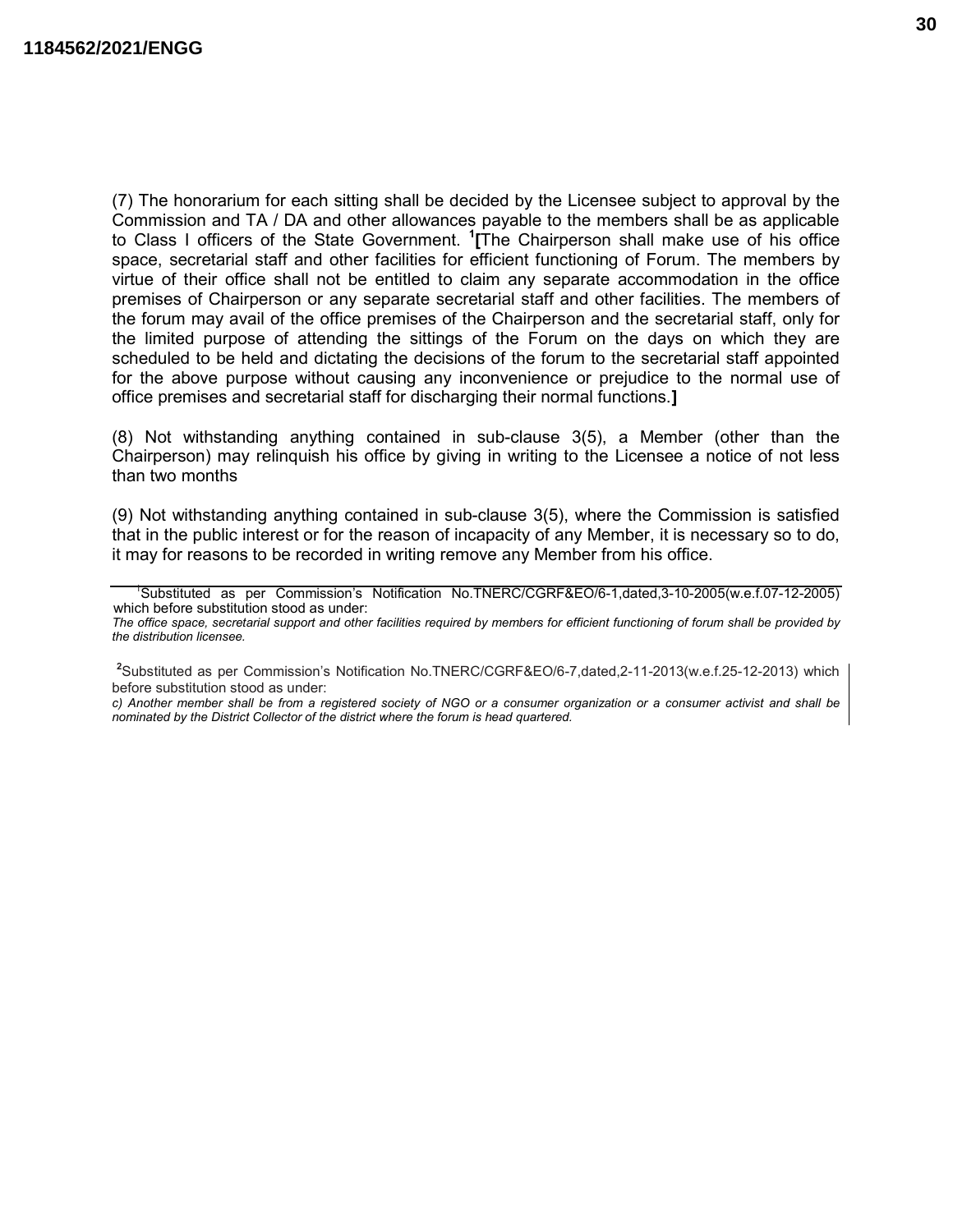(7) The honorarium for each sitting shall be decided by the Licensee subject to approval by the Commission and TA / DA and other allowances payable to the members shall be as applicable to Class I officers of the State Government. [1]**[**The Chairperson shall make use of his office space, secretarial staff and other facilities for efficient functioning of Forum. The members by virtue of their office shall not be entitled to claim any separate accommodation in the office premises of Chairperson or any separate secretarial staff and other facilities. The members of the forum may avail of the office premises of the Chairperson and the secretarial staff, only for the limited purpose of attending the sittings of the Forum on the days on which they are scheduled to be held and dictating the decisions of the forum to the secretarial staff appointed for the above purpose without causing any inconvenience or prejudice to the normal use of office premises and secretarial staff for discharging their normal functions.**]**

(8) Not withstanding anything contained in sub-clause 3(5), a Member (other than the Chairperson) may relinquish his office by giving in writing to the Licensee a notice of not less than two months

(9) Not withstanding anything contained in sub-clause 3(5), where the Commission is satisfied that in the public interest or for the reason of incapacity of any Member, it is necessary so to do, it may for reasons to be recorded in writing remove any Member from his office.

---

[1]Substituted as per Commission's Notification No.TNERC/CGRF&EO/6-1,dated,3-10-2005(w.e.f.07-12-2005) which before substitution stood as under:

*The office space, secretarial support and other facilities required by members for efficient functioning of forum shall be provided by the distribution licensee.*

[2]Substituted as per Commission's Notification No.TNERC/CGRF&EO/6-7,dated,2-11-2013(w.e.f.25-12-2013) which before substitution stood as under:

*c) Another member shall be from a registered society of NGO or a consumer organization or a consumer activist and shall be nominated by the District Collector of the district where the forum is head quartered.*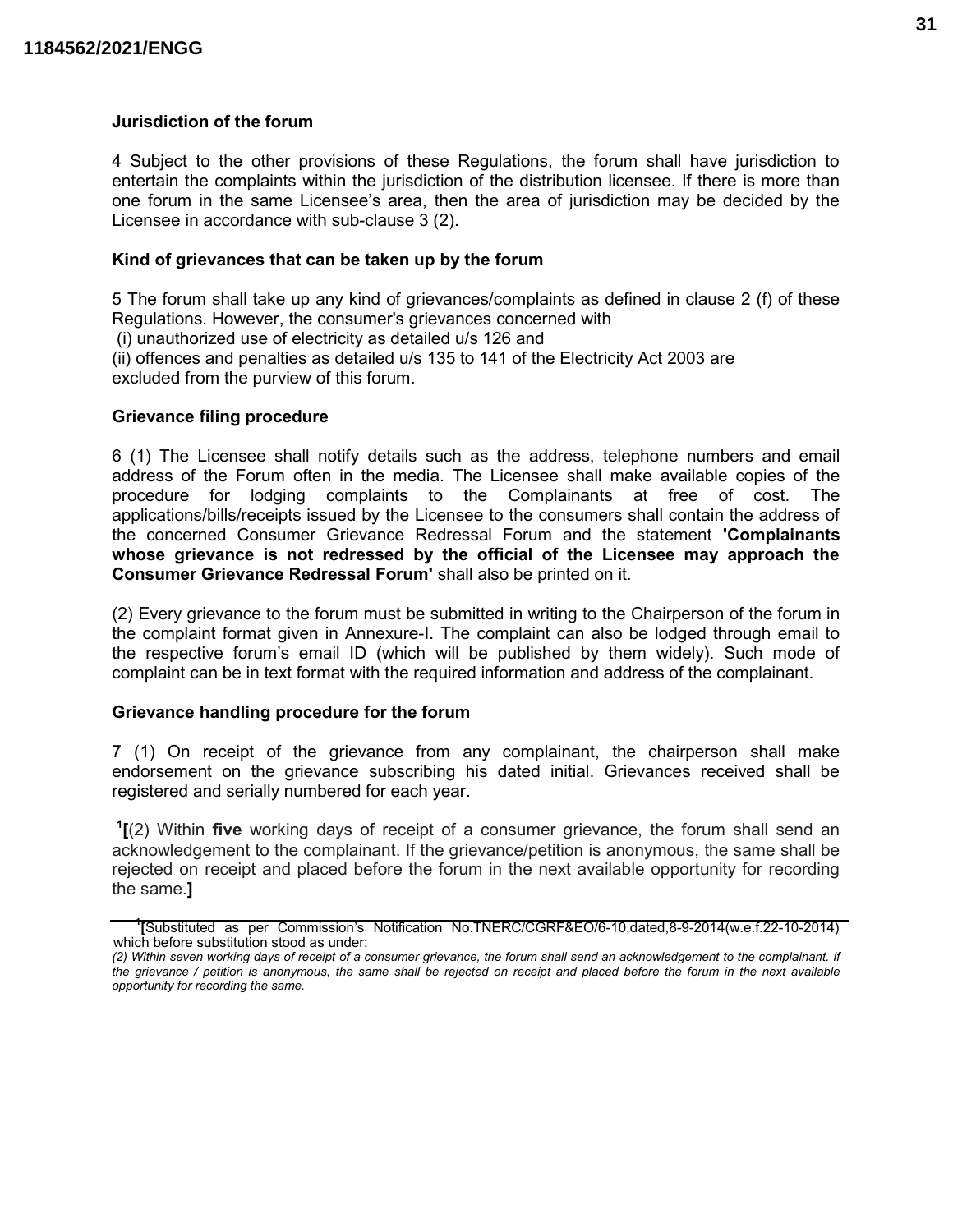### Jurisdiction of the forum

4 Subject to the other provisions of these Regulations, the forum shall have jurisdiction to entertain the complaints within the jurisdiction of the distribution licensee. If there is more than one forum in the same Licensee's area, then the area of jurisdiction may be decided by the Licensee in accordance with sub-clause 3 (2).

### Kind of grievances that can be taken up by the forum

5 The forum shall take up any kind of grievances/complaints as defined in clause 2 (f) of these Regulations. However, the consumer's grievances concerned with
(i) unauthorized use of electricity as detailed u/s 126 and
(ii) offences and penalties as detailed u/s 135 to 141 of the Electricity Act 2003 are excluded from the purview of this forum.

### Grievance filing procedure

6 (1) The Licensee shall notify details such as the address, telephone numbers and email address of the Forum often in the media. The Licensee shall make available copies of the procedure for lodging complaints to the Complainants at free of cost. The applications/bills/receipts issued by the Licensee to the consumers shall contain the address of the concerned Consumer Grievance Redressal Forum and the statement **'Complainants whose grievance is not redressed by the official of the Licensee may approach the Consumer Grievance Redressal Forum'** shall also be printed on it.

(2) Every grievance to the forum must be submitted in writing to the Chairperson of the forum in the complaint format given in Annexure-I. The complaint can also be lodged through email to the respective forum's email ID (which will be published by them widely). Such mode of complaint can be in text format with the required information and address of the complainant.

### Grievance handling procedure for the forum

7 (1) On receipt of the grievance from any complainant, the chairperson shall make endorsement on the grievance subscribing his dated initial. Grievances received shall be registered and serially numbered for each year.

[1]**[**(2) Within **five** working days of receipt of a consumer grievance, the forum shall send an acknowledgement to the complainant. If the grievance/petition is anonymous, the same shall be rejected on receipt and placed before the forum in the next available opportunity for recording the same.**]**

---

[1]**[**Substituted as per Commission's Notification No.TNERC/CGRF&EO/6-10,dated,8-9-2014(w.e.f.22-10-2014) which before substitution stood as under:
*(2) Within seven working days of receipt of a consumer grievance, the forum shall send an acknowledgement to the complainant. If the grievance / petition is anonymous, the same shall be rejected on receipt and placed before the forum in the next available opportunity for recording the same.*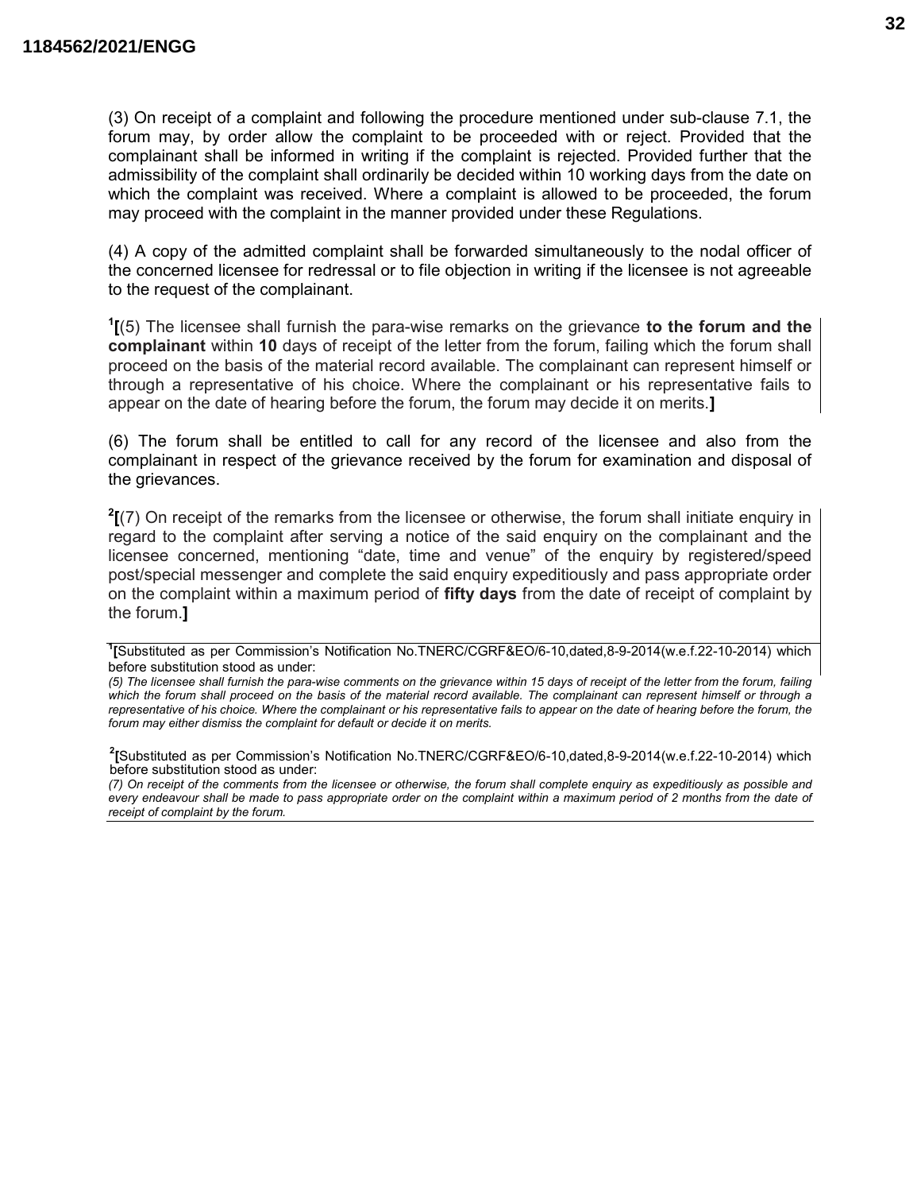(3) On receipt of a complaint and following the procedure mentioned under sub-clause 7.1, the forum may, by order allow the complaint to be proceeded with or reject. Provided that the complainant shall be informed in writing if the complaint is rejected. Provided further that the admissibility of the complaint shall ordinarily be decided within 10 working days from the date on which the complaint was received. Where a complaint is allowed to be proceeded, the forum may proceed with the complaint in the manner provided under these Regulations.

(4) A copy of the admitted complaint shall be forwarded simultaneously to the nodal officer of the concerned licensee for redressal or to file objection in writing if the licensee is not agreeable to the request of the complainant.

[1]**[**(5) The licensee shall furnish the para-wise remarks on the grievance **to the forum and the complainant** within **10** days of receipt of the letter from the forum, failing which the forum shall proceed on the basis of the material record available. The complainant can represent himself or through a representative of his choice. Where the complainant or his representative fails to appear on the date of hearing before the forum, the forum may decide it on merits.**]**

(6) The forum shall be entitled to call for any record of the licensee and also from the complainant in respect of the grievance received by the forum for examination and disposal of the grievances.

[2]**[**(7) On receipt of the remarks from the licensee or otherwise, the forum shall initiate enquiry in regard to the complaint after serving a notice of the said enquiry on the complainant and the licensee concerned, mentioning "date, time and venue" of the enquiry by registered/speed post/special messenger and complete the said enquiry expeditiously and pass appropriate order on the complaint within a maximum period of **fifty days** from the date of receipt of complaint by the forum.**]**

---

[1]**[**Substituted as per Commission's Notification No.TNERC/CGRF&EO/6-10,dated,8-9-2014(w.e.f.22-10-2014) which before substitution stood as under:

*(5) The licensee shall furnish the para-wise comments on the grievance within 15 days of receipt of the letter from the forum, failing which the forum shall proceed on the basis of the material record available. The complainant can represent himself or through a representative of his choice. Where the complainant or his representative fails to appear on the date of hearing before the forum, the forum may either dismiss the complaint for default or decide it on merits.*

[2]**[**Substituted as per Commission's Notification No.TNERC/CGRF&EO/6-10,dated,8-9-2014(w.e.f.22-10-2014) which before substitution stood as under:

*(7) On receipt of the comments from the licensee or otherwise, the forum shall complete enquiry as expeditiously as possible and every endeavour shall be made to pass appropriate order on the complaint within a maximum period of 2 months from the date of receipt of complaint by the forum.*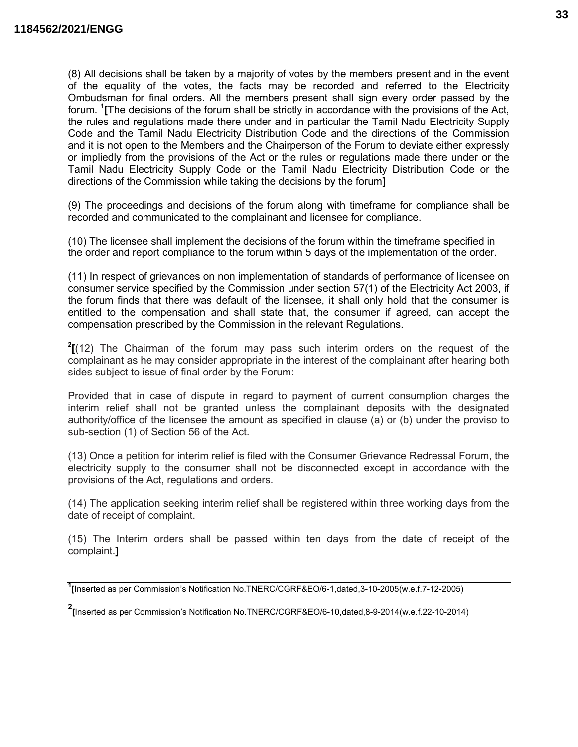(8) All decisions shall be taken by a majority of votes by the members present and in the event of the equality of the votes, the facts may be recorded and referred to the Electricity Ombudsman for final orders. All the members present shall sign every order passed by the forum. [1]**[**The decisions of the forum shall be strictly in accordance with the provisions of the Act, the rules and regulations made there under and in particular the Tamil Nadu Electricity Supply Code and the Tamil Nadu Electricity Distribution Code and the directions of the Commission and it is not open to the Members and the Chairperson of the Forum to deviate either expressly or impliedly from the provisions of the Act or the rules or regulations made there under or the Tamil Nadu Electricity Supply Code or the Tamil Nadu Electricity Distribution Code or the directions of the Commission while taking the decisions by the forum**]**

(9) The proceedings and decisions of the forum along with timeframe for compliance shall be recorded and communicated to the complainant and licensee for compliance.

(10) The licensee shall implement the decisions of the forum within the timeframe specified in the order and report compliance to the forum within 5 days of the implementation of the order.

(11) In respect of grievances on non implementation of standards of performance of licensee on consumer service specified by the Commission under section 57(1) of the Electricity Act 2003, if the forum finds that there was default of the licensee, it shall only hold that the consumer is entitled to the compensation and shall state that, the consumer if agreed, can accept the compensation prescribed by the Commission in the relevant Regulations.

[2]**[**(12) The Chairman of the forum may pass such interim orders on the request of the complainant as he may consider appropriate in the interest of the complainant after hearing both sides subject to issue of final order by the Forum:

Provided that in case of dispute in regard to payment of current consumption charges the interim relief shall not be granted unless the complainant deposits with the designated authority/office of the licensee the amount as specified in clause (a) or (b) under the proviso to sub-section (1) of Section 56 of the Act.

(13) Once a petition for interim relief is filed with the Consumer Grievance Redressal Forum, the electricity supply to the consumer shall not be disconnected except in accordance with the provisions of the Act, regulations and orders.

(14) The application seeking interim relief shall be registered within three working days from the date of receipt of complaint.

(15) The Interim orders shall be passed within ten days from the date of receipt of the complaint.**]**

---

[1]**[**Inserted as per Commission's Notification No.TNERC/CGRF&EO/6-1,dated,3-10-2005(w.e.f.7-12-2005)

[2]**[**Inserted as per Commission's Notification No.TNERC/CGRF&EO/6-10,dated,8-9-2014(w.e.f.22-10-2014)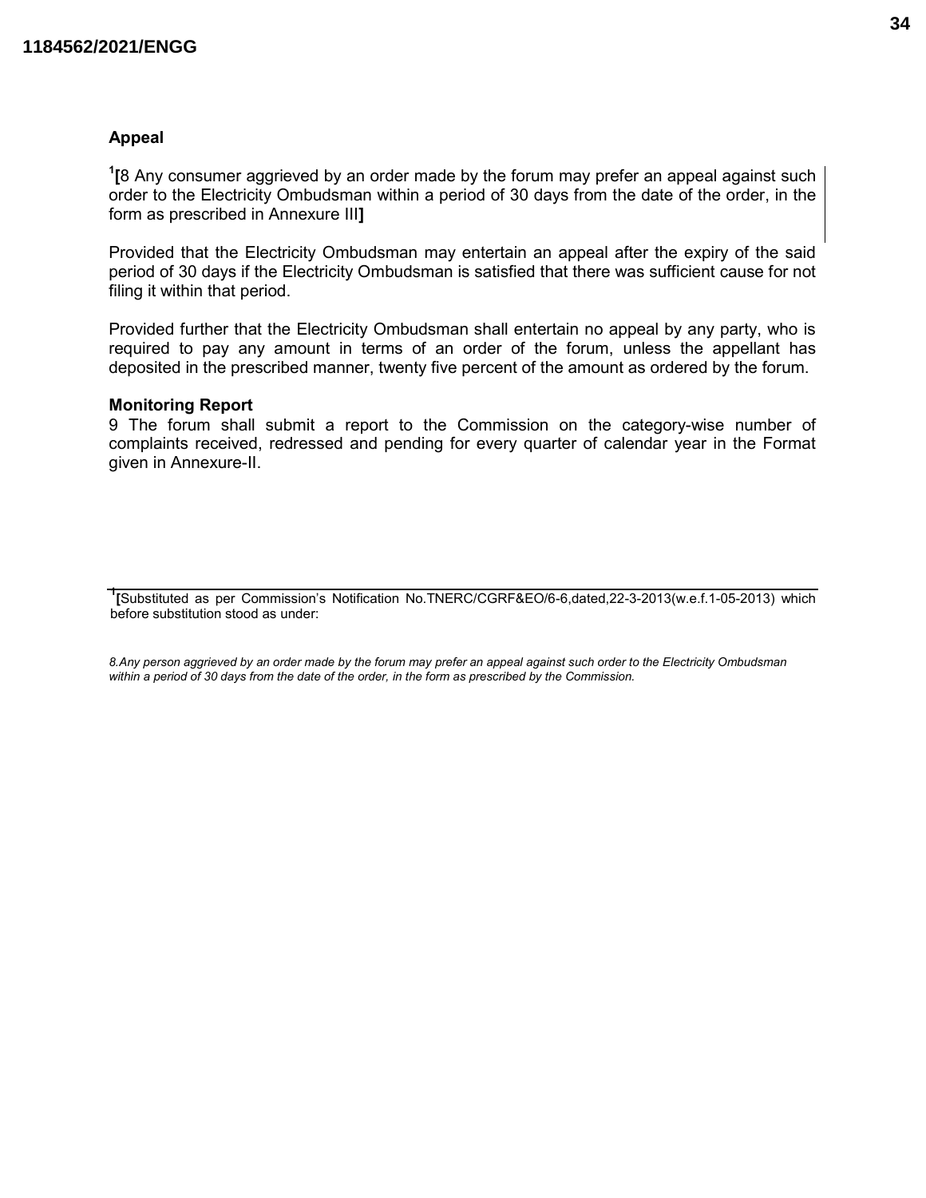**Appeal**

[1][8 Any consumer aggrieved by an order made by the forum may prefer an appeal against such order to the Electricity Ombudsman within a period of 30 days from the date of the order, in the form as prescribed in Annexure III]

Provided that the Electricity Ombudsman may entertain an appeal after the expiry of the said period of 30 days if the Electricity Ombudsman is satisfied that there was sufficient cause for not filing it within that period.

Provided further that the Electricity Ombudsman shall entertain no appeal by any party, who is required to pay any amount in terms of an order of the forum, unless the appellant has deposited in the prescribed manner, twenty five percent of the amount as ordered by the forum.

**Monitoring Report**

9 The forum shall submit a report to the Commission on the category-wise number of complaints received, redressed and pending for every quarter of calendar year in the Format given in Annexure-II.

---

[1][Substituted as per Commission's Notification No.TNERC/CGRF&EO/6-6,dated,22-3-2013(w.e.f.1-05-2013) which before substitution stood as under:

*8.Any person aggrieved by an order made by the forum may prefer an appeal against such order to the Electricity Ombudsman within a period of 30 days from the date of the order, in the form as prescribed by the Commission.*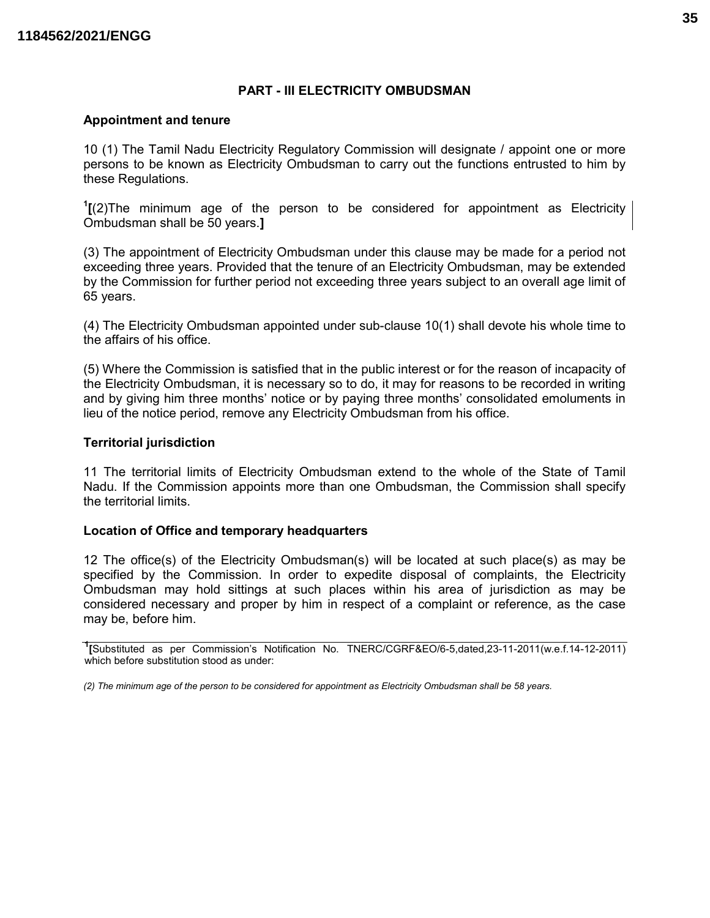### PART - III ELECTRICITY OMBUDSMAN

**Appointment and tenure**

10 (1) The Tamil Nadu Electricity Regulatory Commission will designate / appoint one or more persons to be known as Electricity Ombudsman to carry out the functions entrusted to him by these Regulations.

[1]**[**(2)The minimum age of the person to be considered for appointment as Electricity Ombudsman shall be 50 years.**]**

(3) The appointment of Electricity Ombudsman under this clause may be made for a period not exceeding three years. Provided that the tenure of an Electricity Ombudsman, may be extended by the Commission for further period not exceeding three years subject to an overall age limit of 65 years.

(4) The Electricity Ombudsman appointed under sub-clause 10(1) shall devote his whole time to the affairs of his office.

(5) Where the Commission is satisfied that in the public interest or for the reason of incapacity of the Electricity Ombudsman, it is necessary so to do, it may for reasons to be recorded in writing and by giving him three months' notice or by paying three months' consolidated emoluments in lieu of the notice period, remove any Electricity Ombudsman from his office.

**Territorial jurisdiction**

11 The territorial limits of Electricity Ombudsman extend to the whole of the State of Tamil Nadu. If the Commission appoints more than one Ombudsman, the Commission shall specify the territorial limits.

**Location of Office and temporary headquarters**

12 The office(s) of the Electricity Ombudsman(s) will be located at such place(s) as may be specified by the Commission. In order to expedite disposal of complaints, the Electricity Ombudsman may hold sittings at such places within his area of jurisdiction as may be considered necessary and proper by him in respect of a complaint or reference, as the case may be, before him.

---

[1]**[**Substituted as per Commission's Notification No. TNERC/CGRF&EO/6-5,dated,23-11-2011(w.e.f.14-12-2011) which before substitution stood as under:

*(2) The minimum age of the person to be considered for appointment as Electricity Ombudsman shall be 58 years.*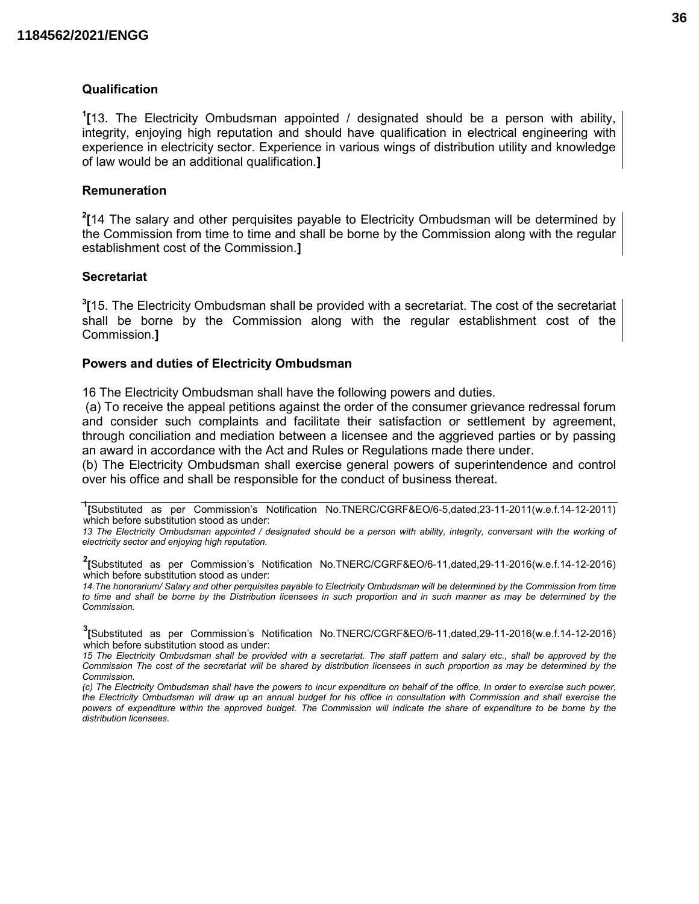### Qualification

[1][13. The Electricity Ombudsman appointed / designated should be a person with ability, integrity, enjoying high reputation and should have qualification in electrical engineering with experience in electricity sector. Experience in various wings of distribution utility and knowledge of law would be an additional qualification.**]**

### Remuneration

[2][14 The salary and other perquisites payable to Electricity Ombudsman will be determined by the Commission from time to time and shall be borne by the Commission along with the regular establishment cost of the Commission.**]**

### Secretariat

[3][15. The Electricity Ombudsman shall be provided with a secretariat. The cost of the secretariat shall be borne by the Commission along with the regular establishment cost of the Commission.**]**

### Powers and duties of Electricity Ombudsman

16 The Electricity Ombudsman shall have the following powers and duties.

(a) To receive the appeal petitions against the order of the consumer grievance redressal forum and consider such complaints and facilitate their satisfaction or settlement by agreement, through conciliation and mediation between a licensee and the aggrieved parties or by passing an award in accordance with the Act and Rules or Regulations made there under.

(b) The Electricity Ombudsman shall exercise general powers of superintendence and control over his office and shall be responsible for the conduct of business thereat.

---

[1][Substituted as per Commission's Notification No.TNERC/CGRF&EO/6-5,dated,23-11-2011(w.e.f.14-12-2011) which before substitution stood as under:

*13 The Electricity Ombudsman appointed / designated should be a person with ability, integrity, conversant with the working of electricity sector and enjoying high reputation.*

[2][Substituted as per Commission's Notification No.TNERC/CGRF&EO/6-11,dated,29-11-2016(w.e.f.14-12-2016) which before substitution stood as under:

*14.The honorarium/ Salary and other perquisites payable to Electricity Ombudsman will be determined by the Commission from time to time and shall be borne by the Distribution licensees in such proportion and in such manner as may be determined by the Commission.*

[3][Substituted as per Commission's Notification No.TNERC/CGRF&EO/6-11,dated,29-11-2016(w.e.f.14-12-2016) which before substitution stood as under:

*15 The Electricity Ombudsman shall be provided with a secretariat. The staff pattern and salary etc., shall be approved by the Commission The cost of the secretariat will be shared by distribution licensees in such proportion as may be determined by the Commission.*

*(c) The Electricity Ombudsman shall have the powers to incur expenditure on behalf of the office. In order to exercise such power, the Electricity Ombudsman will draw up an annual budget for his office in consultation with Commission and shall exercise the powers of expenditure within the approved budget. The Commission will indicate the share of expenditure to be borne by the distribution licensees.*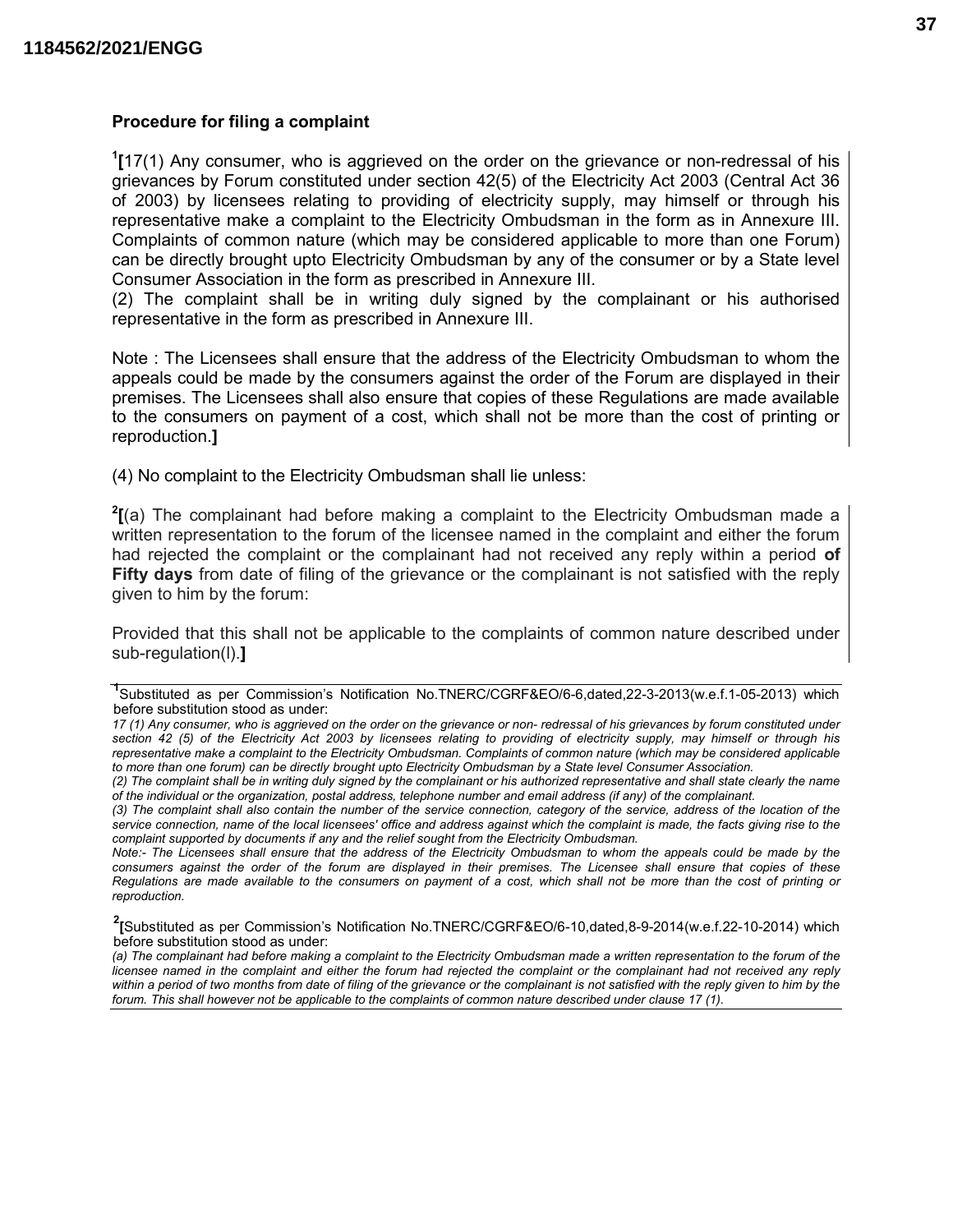**Procedure for filing a complaint**

[1][17(1) Any consumer, who is aggrieved on the order on the grievance or non-redressal of his grievances by Forum constituted under section 42(5) of the Electricity Act 2003 (Central Act 36 of 2003) by licensees relating to providing of electricity supply, may himself or through his representative make a complaint to the Electricity Ombudsman in the form as in Annexure III. Complaints of common nature (which may be considered applicable to more than one Forum) can be directly brought upto Electricity Ombudsman by any of the consumer or by a State level Consumer Association in the form as prescribed in Annexure III.
(2) The complaint shall be in writing duly signed by the complainant or his authorised representative in the form as prescribed in Annexure III.

Note : The Licensees shall ensure that the address of the Electricity Ombudsman to whom the appeals could be made by the consumers against the order of the Forum are displayed in their premises. The Licensees shall also ensure that copies of these Regulations are made available to the consumers on payment of a cost, which shall not be more than the cost of printing or reproduction.**]**

(4) No complaint to the Electricity Ombudsman shall lie unless:

[2][(a) The complainant had before making a complaint to the Electricity Ombudsman made a written representation to the forum of the licensee named in the complaint and either the forum had rejected the complaint or the complainant had not received any reply within a period **of Fifty days** from date of filing of the grievance or the complainant is not satisfied with the reply given to him by the forum:

Provided that this shall not be applicable to the complaints of common nature described under sub-regulation(l).**]**

---

[1]Substituted as per Commission's Notification No.TNERC/CGRF&EO/6-6,dated,22-3-2013(w.e.f.1-05-2013) which before substitution stood as under:

*17 (1) Any consumer, who is aggrieved on the order on the grievance or non- redressal of his grievances by forum constituted under section 42 (5) of the Electricity Act 2003 by licensees relating to providing of electricity supply, may himself or through his representative make a complaint to the Electricity Ombudsman. Complaints of common nature (which may be considered applicable to more than one forum) can be directly brought upto Electricity Ombudsman by a State level Consumer Association.*

*(2) The complaint shall be in writing duly signed by the complainant or his authorized representative and shall state clearly the name of the individual or the organization, postal address, telephone number and email address (if any) of the complainant.*

*(3) The complaint shall also contain the number of the service connection, category of the service, address of the location of the service connection, name of the local licensees' office and address against which the complaint is made, the facts giving rise to the complaint supported by documents if any and the relief sought from the Electricity Ombudsman.*

*Note:- The Licensees shall ensure that the address of the Electricity Ombudsman to whom the appeals could be made by the consumers against the order of the forum are displayed in their premises. The Licensee shall ensure that copies of these Regulations are made available to the consumers on payment of a cost, which shall not be more than the cost of printing or reproduction.*

[2][Substituted as per Commission's Notification No.TNERC/CGRF&EO/6-10,dated,8-9-2014(w.e.f.22-10-2014) which before substitution stood as under:

*(a) The complainant had before making a complaint to the Electricity Ombudsman made a written representation to the forum of the licensee named in the complaint and either the forum had rejected the complaint or the complainant had not received any reply within a period of two months from date of filing of the grievance or the complainant is not satisfied with the reply given to him by the forum. This shall however not be applicable to the complaints of common nature described under clause 17 (1).*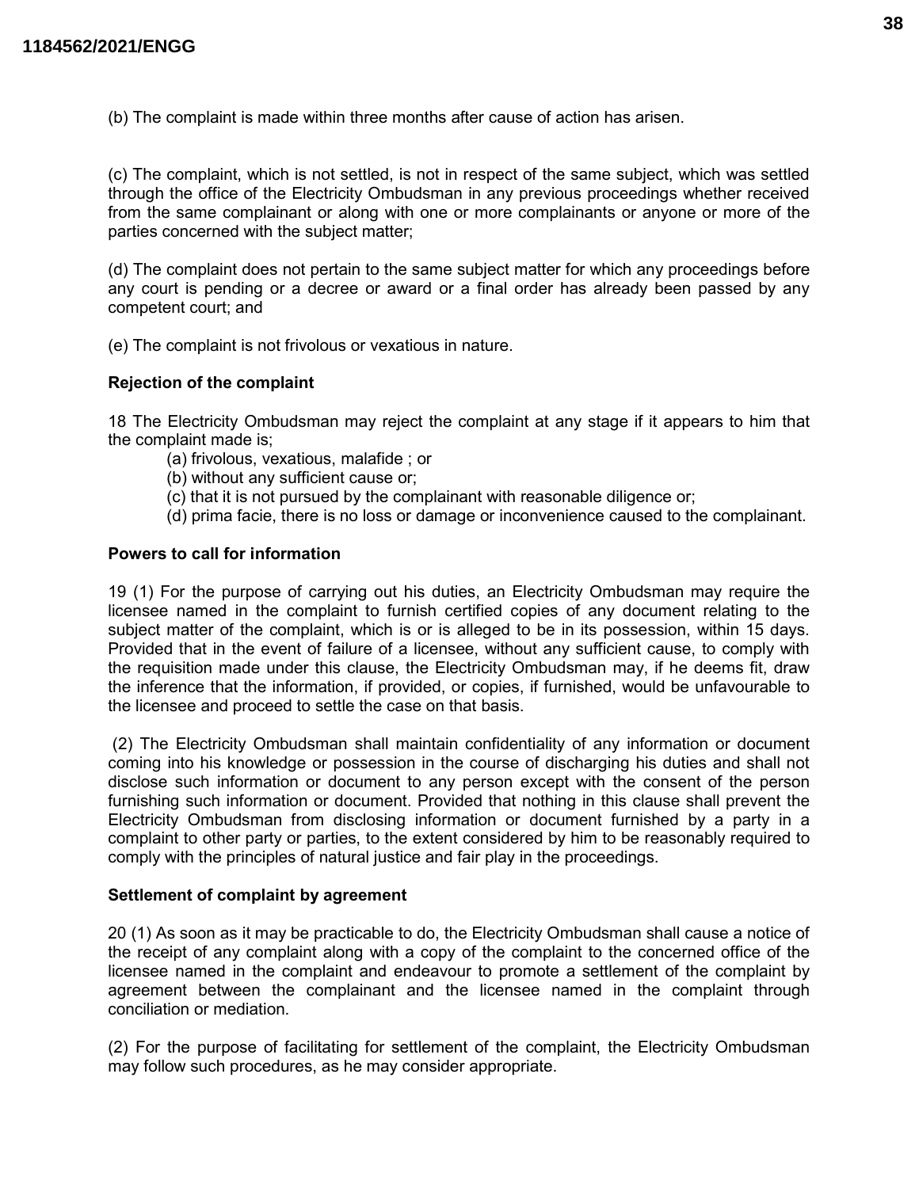(b) The complaint is made within three months after cause of action has arisen.

(c) The complaint, which is not settled, is not in respect of the same subject, which was settled through the office of the Electricity Ombudsman in any previous proceedings whether received from the same complainant or along with one or more complainants or anyone or more of the parties concerned with the subject matter;

(d) The complaint does not pertain to the same subject matter for which any proceedings before any court is pending or a decree or award or a final order has already been passed by any competent court; and

(e) The complaint is not frivolous or vexatious in nature.

**Rejection of the complaint**

18 The Electricity Ombudsman may reject the complaint at any stage if it appears to him that the complaint made is;

(a) frivolous, vexatious, malafide ; or
(b) without any sufficient cause or;
(c) that it is not pursued by the complainant with reasonable diligence or;
(d) prima facie, there is no loss or damage or inconvenience caused to the complainant.

**Powers to call for information**

19 (1) For the purpose of carrying out his duties, an Electricity Ombudsman may require the licensee named in the complaint to furnish certified copies of any document relating to the subject matter of the complaint, which is or is alleged to be in its possession, within 15 days. Provided that in the event of failure of a licensee, without any sufficient cause, to comply with the requisition made under this clause, the Electricity Ombudsman may, if he deems fit, draw the inference that the information, if provided, or copies, if furnished, would be unfavourable to the licensee and proceed to settle the case on that basis.

(2) The Electricity Ombudsman shall maintain confidentiality of any information or document coming into his knowledge or possession in the course of discharging his duties and shall not disclose such information or document to any person except with the consent of the person furnishing such information or document. Provided that nothing in this clause shall prevent the Electricity Ombudsman from disclosing information or document furnished by a party in a complaint to other party or parties, to the extent considered by him to be reasonably required to comply with the principles of natural justice and fair play in the proceedings.

**Settlement of complaint by agreement**

20 (1) As soon as it may be practicable to do, the Electricity Ombudsman shall cause a notice of the receipt of any complaint along with a copy of the complaint to the concerned office of the licensee named in the complaint and endeavour to promote a settlement of the complaint by agreement between the complainant and the licensee named in the complaint through conciliation or mediation.

(2) For the purpose of facilitating for settlement of the complaint, the Electricity Ombudsman may follow such procedures, as he may consider appropriate.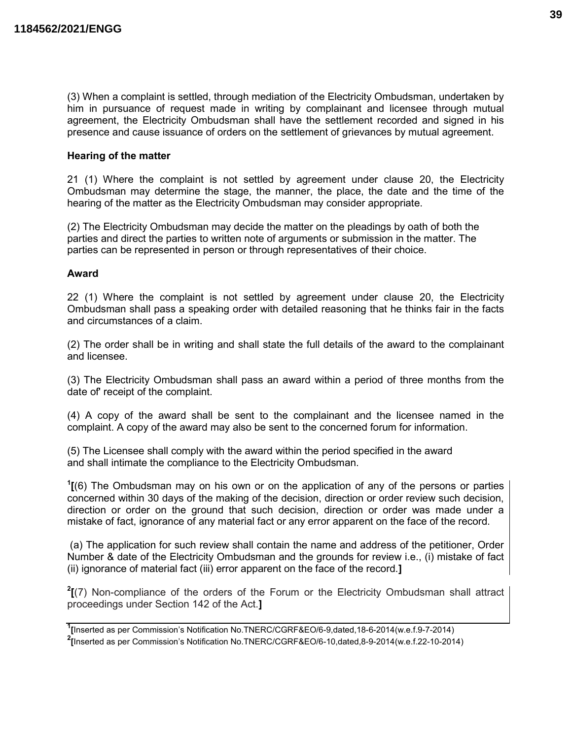(3) When a complaint is settled, through mediation of the Electricity Ombudsman, undertaken by him in pursuance of request made in writing by complainant and licensee through mutual agreement, the Electricity Ombudsman shall have the settlement recorded and signed in his presence and cause issuance of orders on the settlement of grievances by mutual agreement.

**Hearing of the matter**

21 (1) Where the complaint is not settled by agreement under clause 20, the Electricity Ombudsman may determine the stage, the manner, the place, the date and the time of the hearing of the matter as the Electricity Ombudsman may consider appropriate.

(2) The Electricity Ombudsman may decide the matter on the pleadings by oath of both the parties and direct the parties to written note of arguments or submission in the matter. The parties can be represented in person or through representatives of their choice.

**Award**

22 (1) Where the complaint is not settled by agreement under clause 20, the Electricity Ombudsman shall pass a speaking order with detailed reasoning that he thinks fair in the facts and circumstances of a claim.

(2) The order shall be in writing and shall state the full details of the award to the complainant and licensee.

(3) The Electricity Ombudsman shall pass an award within a period of three months from the date of' receipt of the complaint.

(4) A copy of the award shall be sent to the complainant and the licensee named in the complaint. A copy of the award may also be sent to the concerned forum for information.

(5) The Licensee shall comply with the award within the period specified in the award and shall intimate the compliance to the Electricity Ombudsman.

[1]**[**(6) The Ombudsman may on his own or on the application of any of the persons or parties concerned within 30 days of the making of the decision, direction or order review such decision, direction or order on the ground that such decision, direction or order was made under a mistake of fact, ignorance of any material fact or any error apparent on the face of the record.

(a) The application for such review shall contain the name and address of the petitioner, Order Number & date of the Electricity Ombudsman and the grounds for review i.e., (i) mistake of fact (ii) ignorance of material fact (iii) error apparent on the face of the record.**]**

[2]**[**(7) Non-compliance of the orders of the Forum or the Electricity Ombudsman shall attract proceedings under Section 142 of the Act.**]**

---

[1]**[**Inserted as per Commission's Notification No.TNERC/CGRF&EO/6-9,dated,18-6-2014(w.e.f.9-7-2014)

[2]**[**Inserted as per Commission's Notification No.TNERC/CGRF&EO/6-10,dated,8-9-2014(w.e.f.22-10-2014)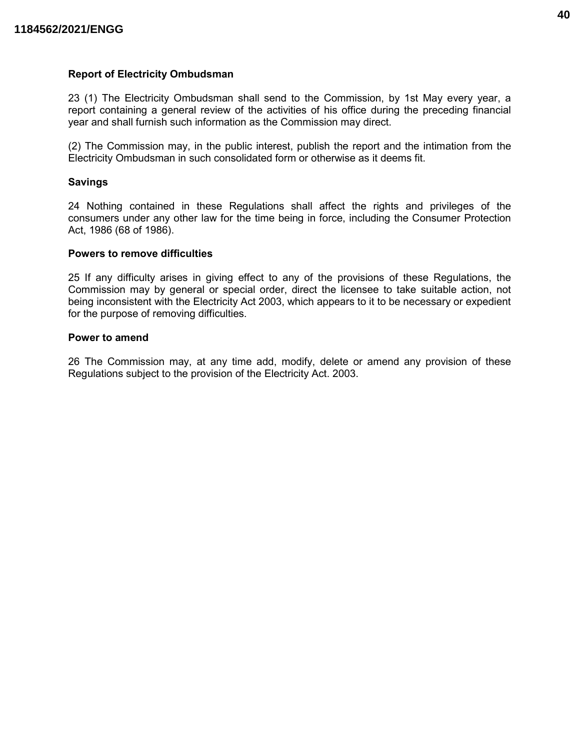**Report of Electricity Ombudsman**

23 (1) The Electricity Ombudsman shall send to the Commission, by 1st May every year, a report containing a general review of the activities of his office during the preceding financial year and shall furnish such information as the Commission may direct.

(2) The Commission may, in the public interest, publish the report and the intimation from the Electricity Ombudsman in such consolidated form or otherwise as it deems fit.

**Savings**

24 Nothing contained in these Regulations shall affect the rights and privileges of the consumers under any other law for the time being in force, including the Consumer Protection Act, 1986 (68 of 1986).

**Powers to remove difficulties**

25 If any difficulty arises in giving effect to any of the provisions of these Regulations, the Commission may by general or special order, direct the licensee to take suitable action, not being inconsistent with the Electricity Act 2003, which appears to it to be necessary or expedient for the purpose of removing difficulties.

**Power to amend**

26 The Commission may, at any time add, modify, delete or amend any provision of these Regulations subject to the provision of the Electricity Act. 2003.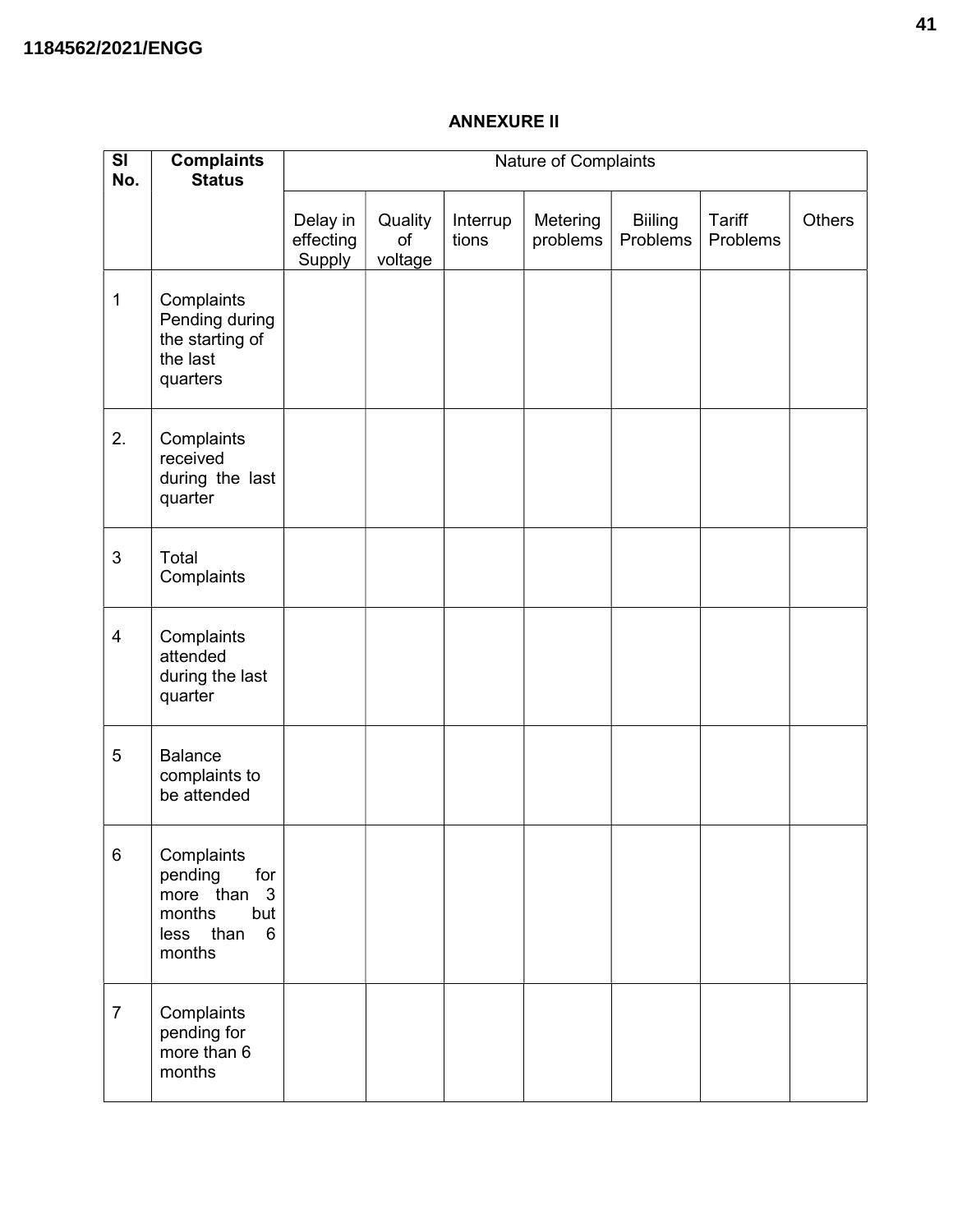## ANNEXURE II

| Sl No. | Complaints Status | Nature of Complaints | | | | | | |
|---|---|---|---|---|---|---|---|---|
| | | Delay in effecting Supply | Quality of voltage | Interruptions | Metering problems | Biiling Problems | Tariff Problems | Others |
| 1 | Complaints Pending during the starting of the last quarters | | | | | | | |
| 2. | Complaints received during the last quarter | | | | | | | |
| 3 | Total Complaints | | | | | | | |
| 4 | Complaints attended during the last quarter | | | | | | | |
| 5 | Balance complaints to be attended | | | | | | | |
| 6 | Complaints pending for more than 3 months but less than 6 months | | | | | | | |
| 7 | Complaints pending for more than 6 months | | | | | | | |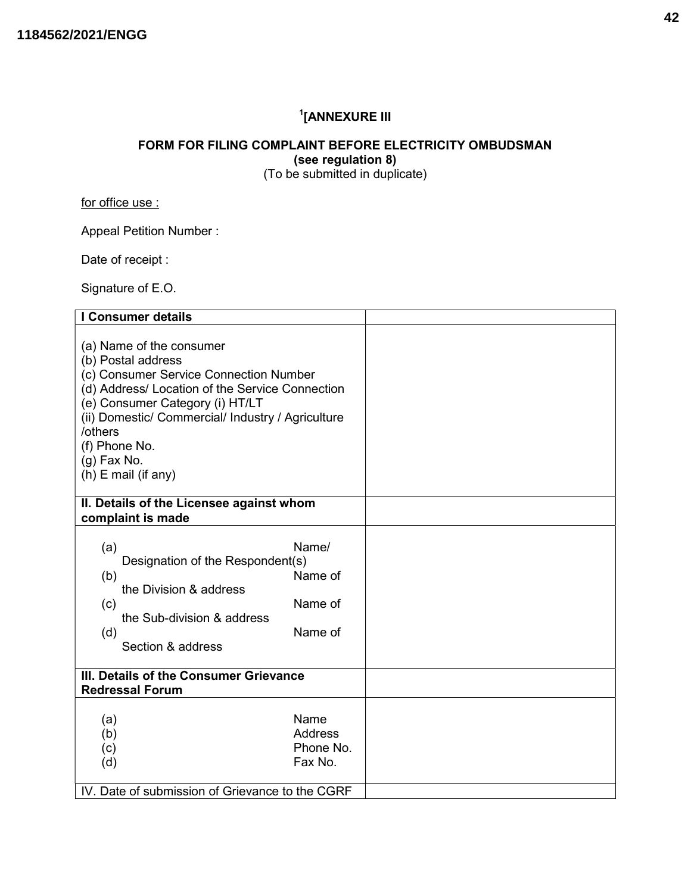[1][ANNEXURE III

## FORM FOR FILING COMPLAINT BEFORE ELECTRICITY OMBUDSMAN

**(see regulation 8)**

(To be submitted in duplicate)

for office use :

Appeal Petition Number :

Date of receipt :

Signature of E.O.

| **I Consumer details** | |
|---|---|
| (a) Name of the consumer<br>(b) Postal address<br>(c) Consumer Service Connection Number<br>(d) Address/ Location of the Service Connection<br>(e) Consumer Category (i) HT/LT<br>(ii) Domestic/ Commercial/ Industry / Agriculture /others<br>(f) Phone No.<br>(g) Fax No.<br>(h) E mail (if any) | |
| **II. Details of the Licensee against whom complaint is made** | |
| (a) Name/ Designation of the Respondent(s)<br>(b) Name of the Division & address<br>(c) Name of the Sub-division & address<br>(d) Name of Section & address | |
| **III. Details of the Consumer Grievance Redressal Forum** | |
| (a) Name<br>(b) Address<br>(c) Phone No.<br>(d) Fax No. | |
| IV. Date of submission of Grievance to the CGRF | |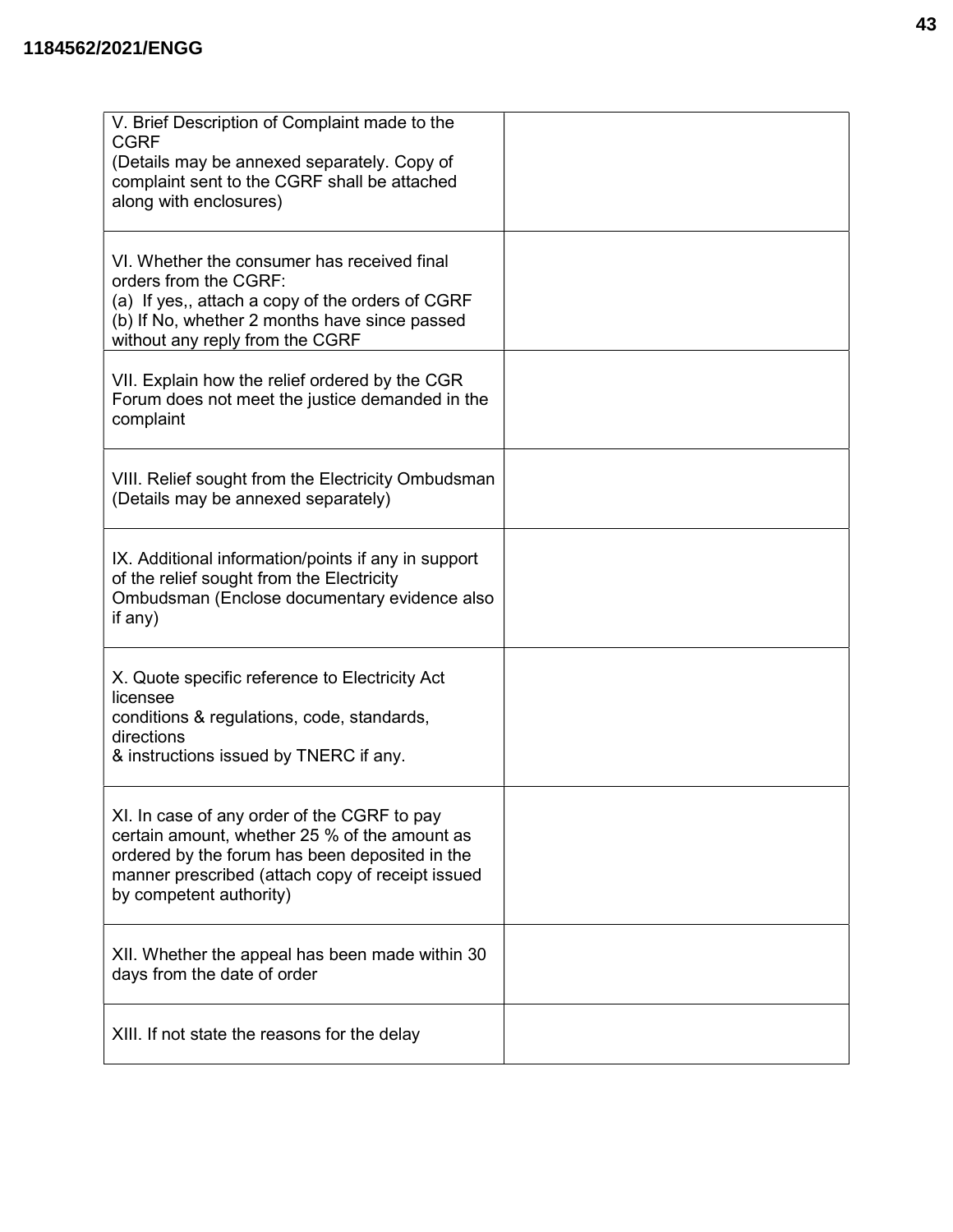| V. Brief Description of Complaint made to the CGRF<br>(Details may be annexed separately. Copy of complaint sent to the CGRF shall be attached along with enclosures) | |
| --- | --- |
| VI. Whether the consumer has received final orders from the CGRF:<br>(a) If yes,, attach a copy of the orders of CGRF<br>(b) If No, whether 2 months have since passed without any reply from the CGRF | |
| VII. Explain how the relief ordered by the CGR Forum does not meet the justice demanded in the complaint | |
| VIII. Relief sought from the Electricity Ombudsman (Details may be annexed separately) | |
| IX. Additional information/points if any in support of the relief sought from the Electricity Ombudsman (Enclose documentary evidence also if any) | |
| X. Quote specific reference to Electricity Act licensee<br>conditions & regulations, code, standards, directions<br>& instructions issued by TNERC if any. | |
| XI. In case of any order of the CGRF to pay certain amount, whether 25 % of the amount as ordered by the forum has been deposited in the manner prescribed (attach copy of receipt issued by competent authority) | |
| XII. Whether the appeal has been made within 30 days from the date of order | |
| XIII. If not state the reasons for the delay | |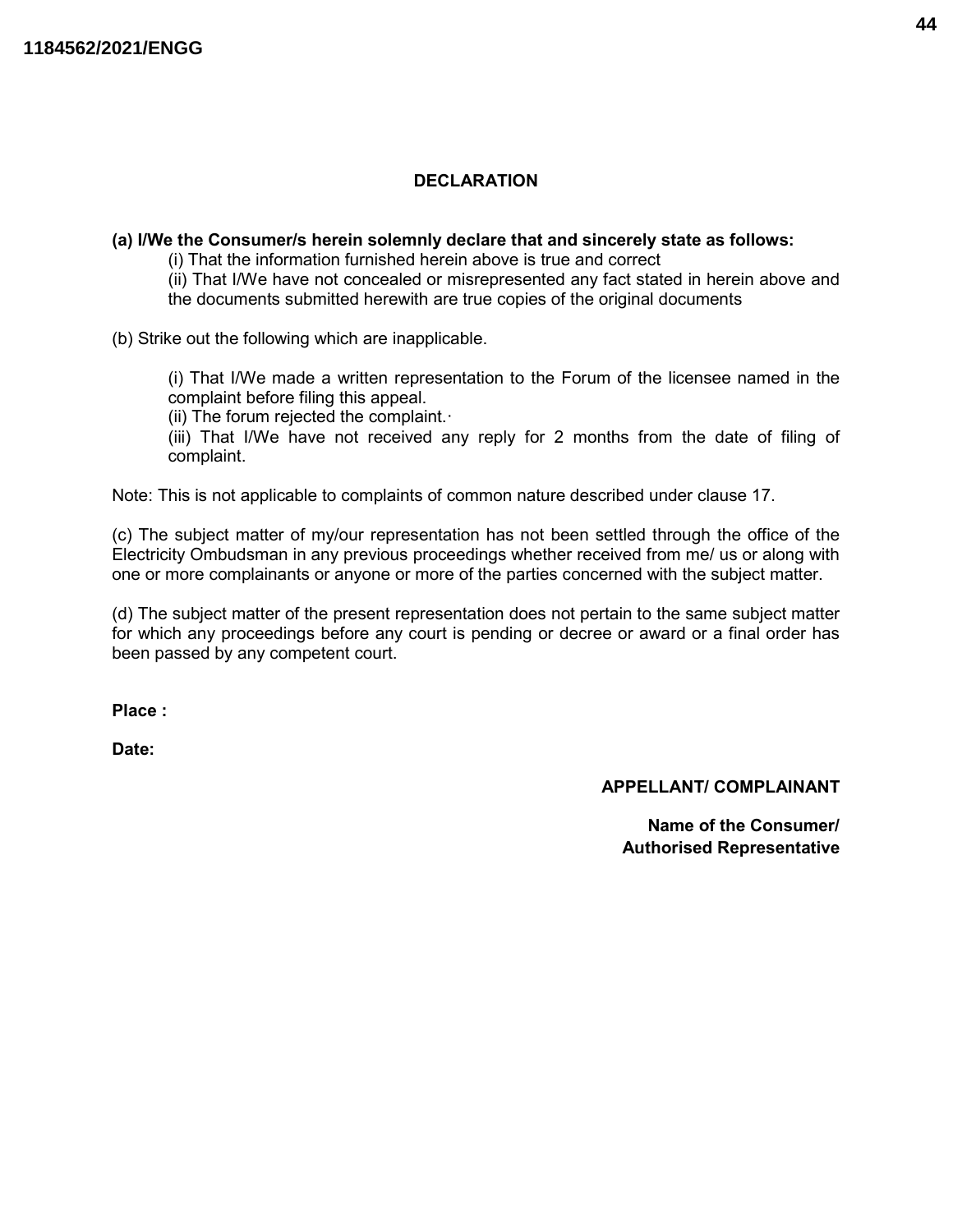## DECLARATION

**(a) I/We the Consumer/s herein solemnly declare that and sincerely state as follows:**

(i) That the information furnished herein above is true and correct

(ii) That I/We have not concealed or misrepresented any fact stated in herein above and the documents submitted herewith are true copies of the original documents

(b) Strike out the following which are inapplicable.

(i) That I/We made a written representation to the Forum of the licensee named in the complaint before filing this appeal.

(ii) The forum rejected the complaint.·

(iii) That I/We have not received any reply for 2 months from the date of filing of complaint.

Note: This is not applicable to complaints of common nature described under clause 17.

(c) The subject matter of my/our representation has not been settled through the office of the Electricity Ombudsman in any previous proceedings whether received from me/ us or along with one or more complainants or anyone or more of the parties concerned with the subject matter.

(d) The subject matter of the present representation does not pertain to the same subject matter for which any proceedings before any court is pending or decree or award or a final order has been passed by any competent court.

**Place :**

**Date:**

**APPELLANT/ COMPLAINANT**

**Name of the Consumer/ Authorised Representative**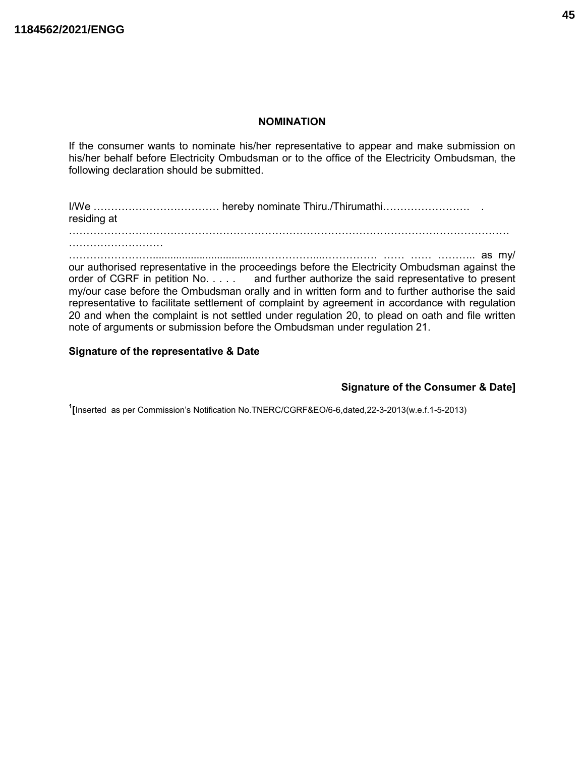## NOMINATION

If the consumer wants to nominate his/her representative to appear and make submission on his/her behalf before Electricity Ombudsman or to the office of the Electricity Ombudsman, the following declaration should be submitted.

I/We ……………………………… hereby nominate Thiru./Thirumathi……………………. . residing at ……………………………………………………………………………………………………… ………………………

……………………................................……………...…………… …… …… ……….. as my/our authorised representative in the proceedings before the Electricity Ombudsman against the order of CGRF in petition No. . . . . and further authorize the said representative to present my/our case before the Ombudsman orally and in written form and to further authorise the said representative to facilitate settlement of complaint by agreement in accordance with regulation 20 and when the complaint is not settled under regulation 20, to plead on oath and file written note of arguments or submission before the Ombudsman under regulation 21.

**Signature of the representative & Date**

**Signature of the Consumer & Date]**

[1][Inserted as per Commission's Notification No.TNERC/CGRF&EO/6-6,dated,22-3-2013(w.e.f.1-5-2013)